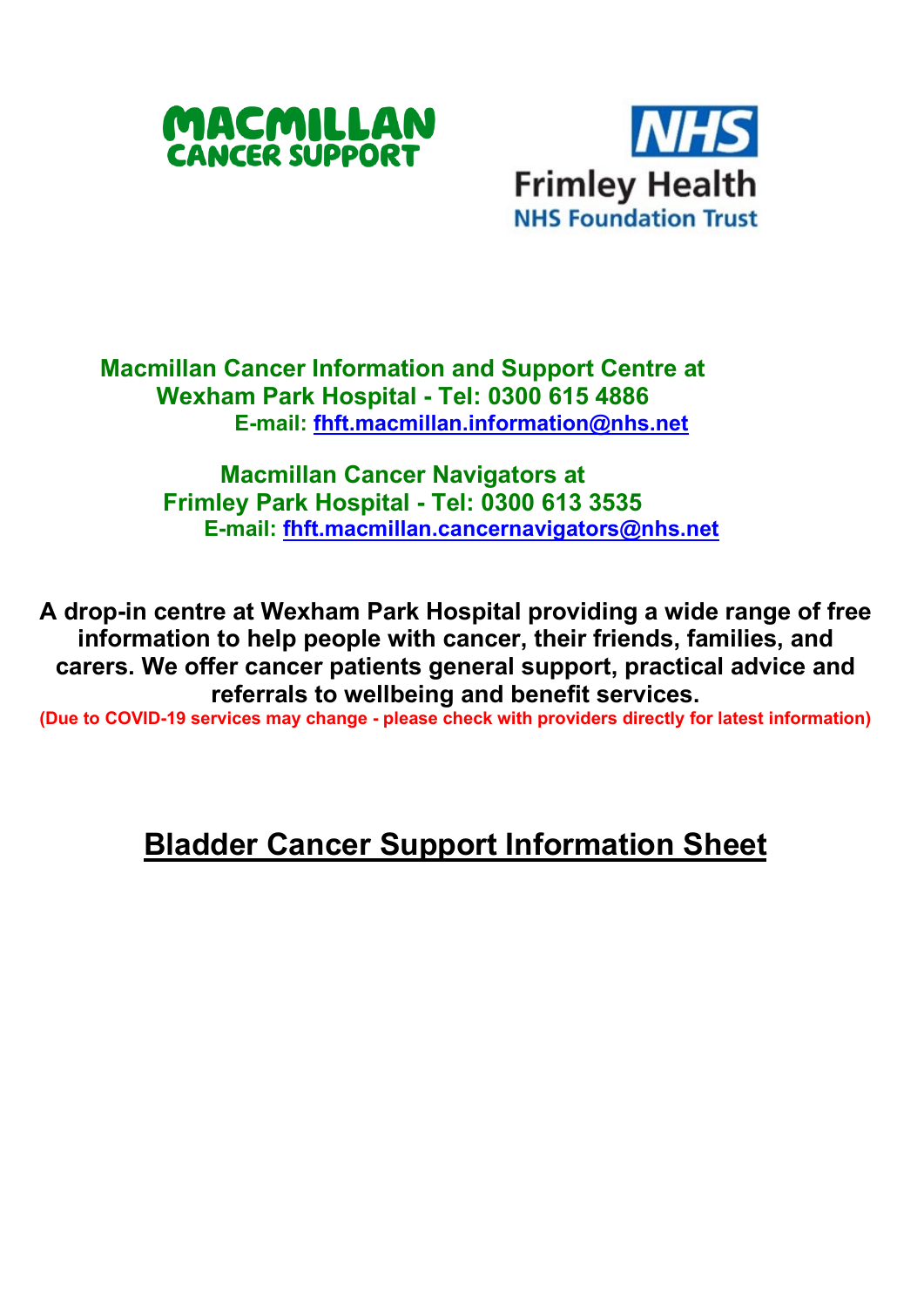MACMILLAN CANCER SUPPORT

NHS Frimley Health NHS Foundation Trust

**Macmillan Cancer Information and Support Centre at Wexham Park Hospital - Tel: 0300 615 4886**
**E-mail: fhft.macmillan.information@nhs.net**

**Macmillan Cancer Navigators at Frimley Park Hospital - Tel: 0300 613 3535**
**E-mail: fhft.macmillan.cancernavigators@nhs.net**

**A drop-in centre at Wexham Park Hospital providing a wide range of free information to help people with cancer, their friends, families, and carers. We offer cancer patients general support, practical advice and referrals to wellbeing and benefit services.**

**(Due to COVID-19 services may change - please check with providers directly for latest information)**

# Bladder Cancer Support Information Sheet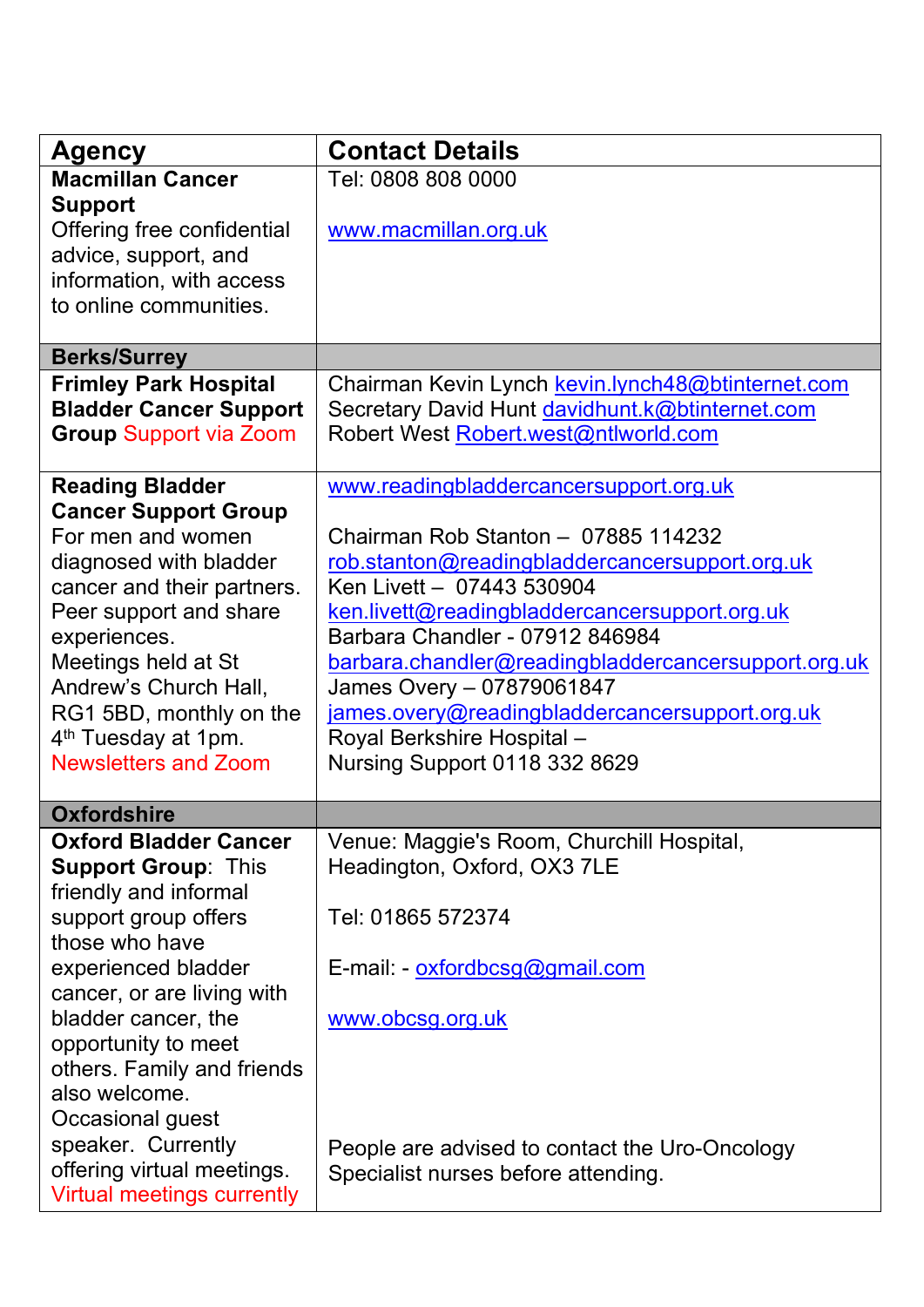| Agency | Contact Details |
| --- | --- |
| **Macmillan Cancer Support**<br>Offering free confidential advice, support, and information, with access to online communities. | Tel: 0808 808 0000<br><br>www.macmillan.org.uk |
| **Berks/Surrey** | |
| **Frimley Park Hospital Bladder Cancer Support Group** Support via Zoom | Chairman Kevin Lynch kevin.lynch48@btinternet.com<br>Secretary David Hunt davidhunt.k@btinternet.com<br>Robert West Robert.west@ntlworld.com |
| **Reading Bladder Cancer Support Group**<br>For men and women diagnosed with bladder cancer and their partners. Peer support and share experiences.<br>Meetings held at St Andrew's Church Hall, RG1 5BD, monthly on the 4th Tuesday at 1pm.<br>Newsletters and Zoom | www.readingbladdercancersupport.org.uk<br><br>Chairman Rob Stanton – 07885 114232<br>rob.stanton@readingbladdercancersupport.org.uk<br>Ken Livett – 07443 530904<br>ken.livett@readingbladdercancersupport.org.uk<br>Barbara Chandler - 07912 846984<br>barbara.chandler@readingbladdercancersupport.org.uk<br>James Overy – 07879061847<br>james.overy@readingbladdercancersupport.org.uk<br>Royal Berkshire Hospital –<br>Nursing Support 0118 332 8629 |
| **Oxfordshire** | |
| **Oxford Bladder Cancer Support Group**: This friendly and informal support group offers those who have experienced bladder cancer, or are living with bladder cancer, the opportunity to meet others. Family and friends also welcome.<br>Occasional guest speaker. Currently offering virtual meetings.<br>Virtual meetings currently | Venue: Maggie's Room, Churchill Hospital, Headington, Oxford, OX3 7LE<br><br>Tel: 01865 572374<br><br>E-mail: - oxfordbcsg@gmail.com<br><br>www.obcsg.org.uk<br><br>People are advised to contact the Uro-Oncology Specialist nurses before attending. |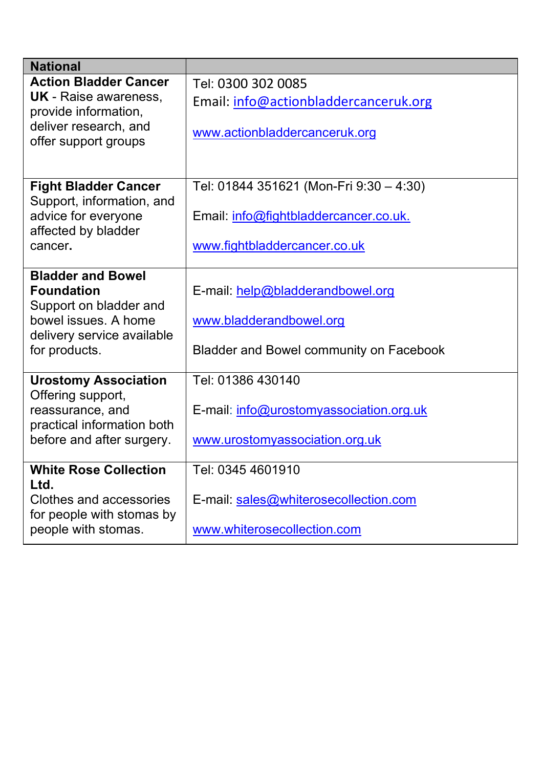| National | |
|---|---|
| **Action Bladder Cancer UK** - Raise awareness, provide information, deliver research, and offer support groups | Tel: 0300 302 0085<br>Email: info@actionbladdercanceruk.org<br><br>www.actionbladdercanceruk.org |
| **Fight Bladder Cancer**<br>Support, information, and advice for everyone affected by bladder cancer**.** | Tel: 01844 351621 (Mon-Fri 9:30 – 4:30)<br><br>Email: info@fightbladdercancer.co.uk.<br><br>www.fightbladdercancer.co.uk |
| **Bladder and Bowel Foundation**<br>Support on bladder and bowel issues. A home delivery service available for products. | E-mail: help@bladderandbowel.org<br><br>www.bladderandbowel.org<br><br>Bladder and Bowel community on Facebook |
| **Urostomy Association**<br>Offering support, reassurance, and practical information both before and after surgery. | Tel: 01386 430140<br><br>E-mail: info@urostomyassociation.org.uk<br><br>www.urostomyassociation.org.uk |
| **White Rose Collection Ltd.**<br>Clothes and accessories for people with stomas by people with stomas. | Tel: 0345 4601910<br><br>E-mail: sales@whiterosecollection.com<br><br>www.whiterosecollection.com |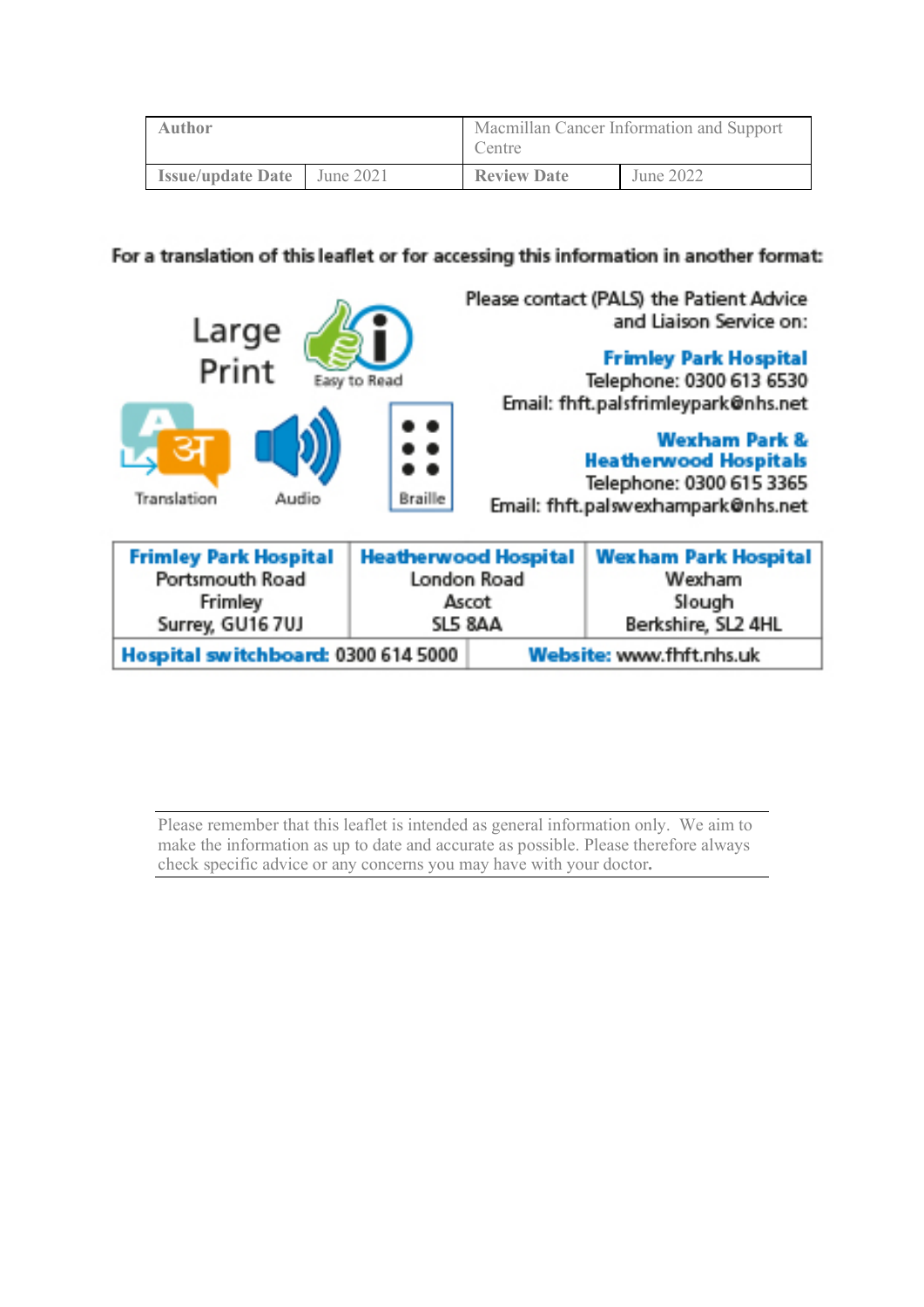| | | | |
|---|---|---|---|
| **Author** | | Macmillan Cancer Information and Support Centre | |
| **Issue/update Date** | June 2021 | **Review Date** | June 2022 |

**For a translation of this leaflet or for accessing this information in another format:**

Large Print

Easy to Read

Translation

Audio

Braille

Please contact (PALS) the Patient Advice and Liaison Service on:

**Frimley Park Hospital**
Telephone: 0300 613 6530
Email: fhft.palsfrimleypark@nhs.net

**Wexham Park & Heatherwood Hospitals**
Telephone: 0300 615 3365
Email: fhft.palswexhampark@nhs.net

| **Frimley Park Hospital** | **Heatherwood Hospital** | **Wexham Park Hospital** |
|---|---|---|
| Portsmouth Road<br>Frimley<br>Surrey, GU16 7UJ | London Road<br>Ascot<br>SL5 8AA | Wexham<br>Slough<br>Berkshire, SL2 4HL |
| **Hospital switchboard:** 0300 614 5000 | **Website:** www.fhft.nhs.uk | |

Please remember that this leaflet is intended as general information only. We aim to make the information as up to date and accurate as possible. Please therefore always check specific advice or any concerns you may have with your doctor.